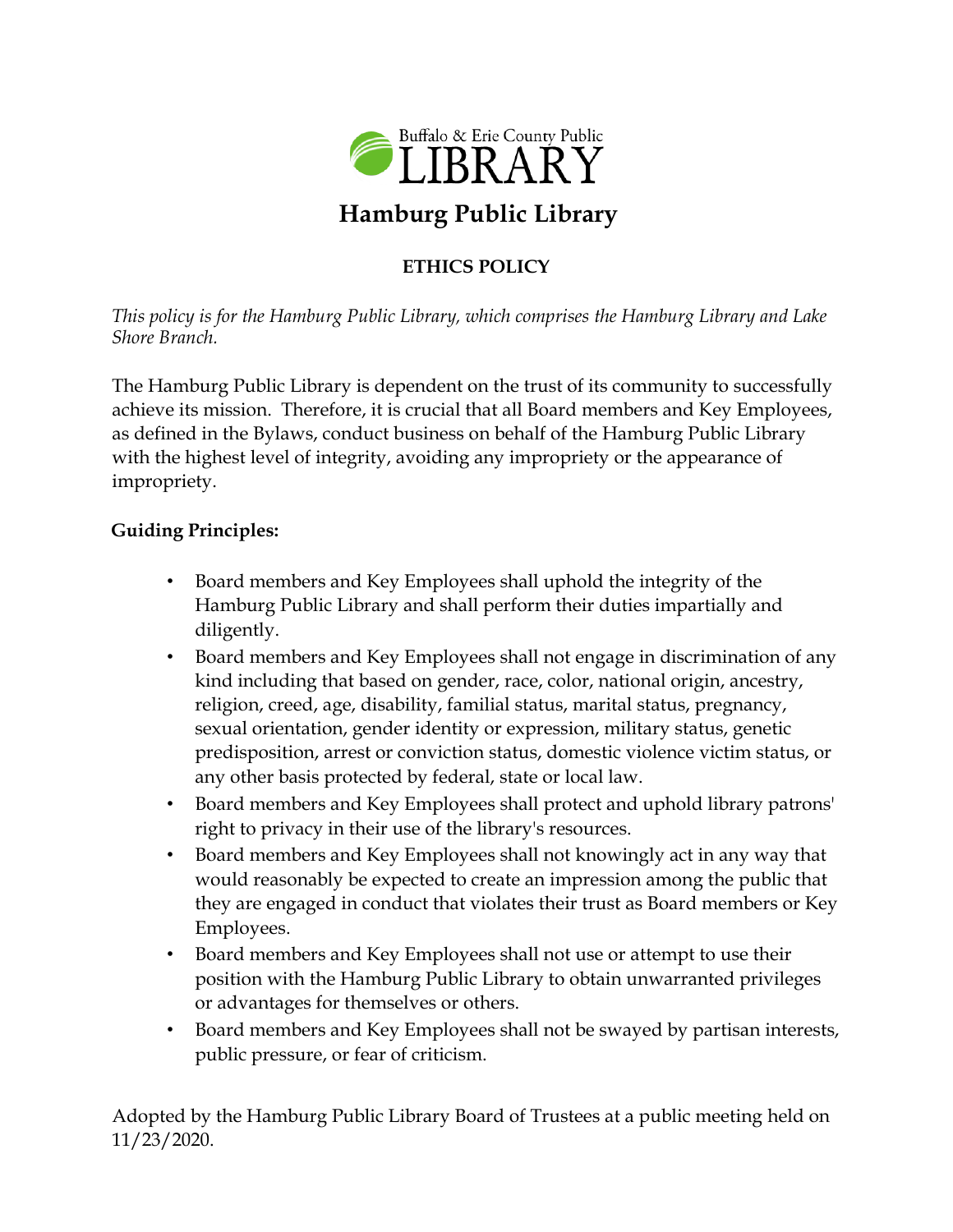Buffalo & Erie County Public LIBRARY

# Hamburg Public Library

## ETHICS POLICY

*This policy is for the Hamburg Public Library, which comprises the Hamburg Library and Lake Shore Branch.*

The Hamburg Public Library is dependent on the trust of its community to successfully achieve its mission. Therefore, it is crucial that all Board members and Key Employees, as defined in the Bylaws, conduct business on behalf of the Hamburg Public Library with the highest level of integrity, avoiding any impropriety or the appearance of impropriety.

**Guiding Principles:**

- Board members and Key Employees shall uphold the integrity of the Hamburg Public Library and shall perform their duties impartially and diligently.
- Board members and Key Employees shall not engage in discrimination of any kind including that based on gender, race, color, national origin, ancestry, religion, creed, age, disability, familial status, marital status, pregnancy, sexual orientation, gender identity or expression, military status, genetic predisposition, arrest or conviction status, domestic violence victim status, or any other basis protected by federal, state or local law.
- Board members and Key Employees shall protect and uphold library patrons' right to privacy in their use of the library's resources.
- Board members and Key Employees shall not knowingly act in any way that would reasonably be expected to create an impression among the public that they are engaged in conduct that violates their trust as Board members or Key Employees.
- Board members and Key Employees shall not use or attempt to use their position with the Hamburg Public Library to obtain unwarranted privileges or advantages for themselves or others.
- Board members and Key Employees shall not be swayed by partisan interests, public pressure, or fear of criticism.

Adopted by the Hamburg Public Library Board of Trustees at a public meeting held on 11/23/2020.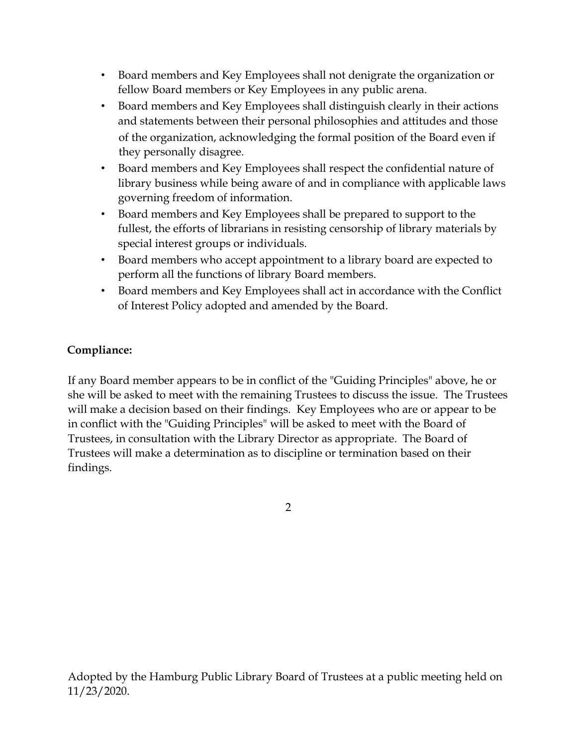- Board members and Key Employees shall not denigrate the organization or fellow Board members or Key Employees in any public arena.
- Board members and Key Employees shall distinguish clearly in their actions and statements between their personal philosophies and attitudes and those of the organization, acknowledging the formal position of the Board even if they personally disagree.
- Board members and Key Employees shall respect the confidential nature of library business while being aware of and in compliance with applicable laws governing freedom of information.
- Board members and Key Employees shall be prepared to support to the fullest, the efforts of librarians in resisting censorship of library materials by special interest groups or individuals.
- Board members who accept appointment to a library board are expected to perform all the functions of library Board members.
- Board members and Key Employees shall act in accordance with the Conflict of Interest Policy adopted and amended by the Board.

**Compliance:**

If any Board member appears to be in conflict of the "Guiding Principles" above, he or she will be asked to meet with the remaining Trustees to discuss the issue. The Trustees will make a decision based on their findings. Key Employees who are or appear to be in conflict with the "Guiding Principles" will be asked to meet with the Board of Trustees, in consultation with the Library Director as appropriate. The Board of Trustees will make a determination as to discipline or termination based on their findings.

Adopted by the Hamburg Public Library Board of Trustees at a public meeting held on 11/23/2020.